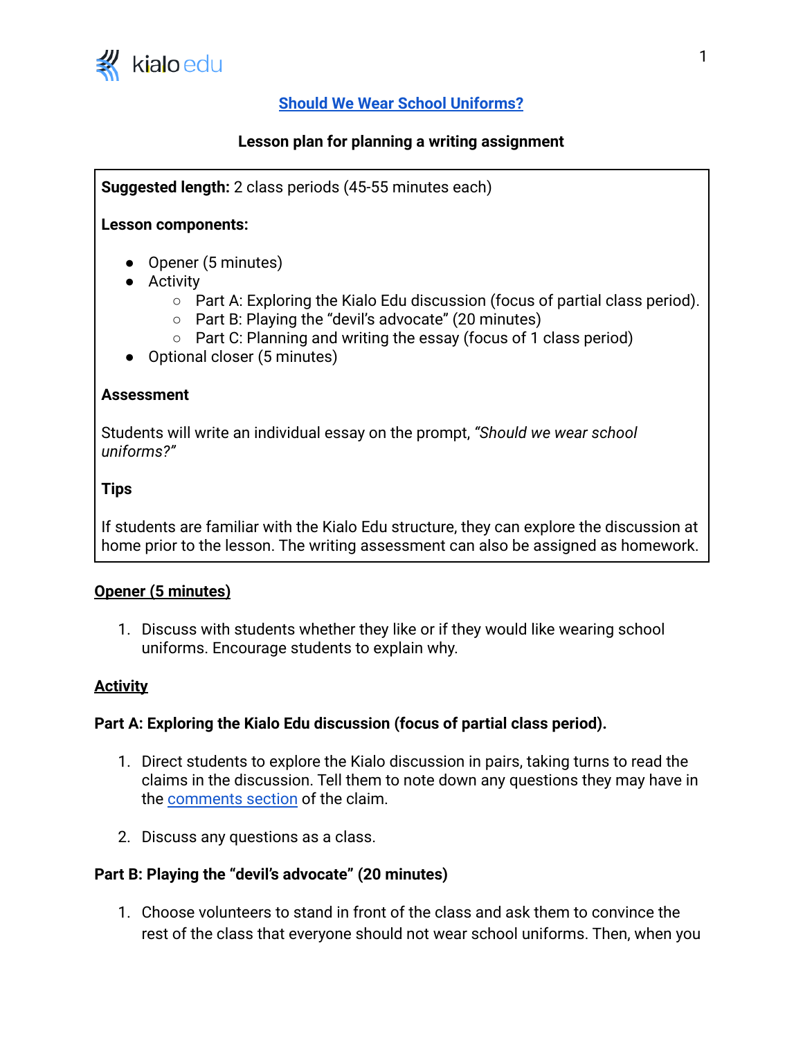# [Should We Wear School Uniforms?]

**Lesson plan for planning a writing assignment**

**Suggested length:** 2 class periods (45-55 minutes each)

**Lesson components:**

- Opener (5 minutes)
- Activity
  - Part A: Exploring the Kialo Edu discussion (focus of partial class period).
  - Part B: Playing the "devil's advocate" (20 minutes)
  - Part C: Planning and writing the essay (focus of 1 class period)
- Optional closer (5 minutes)

**Assessment**

Students will write an individual essay on the prompt, *"Should we wear school uniforms?"*

**Tips**

If students are familiar with the Kialo Edu structure, they can explore the discussion at home prior to the lesson. The writing assessment can also be assigned as homework.

## Opener (5 minutes)

1. Discuss with students whether they like or if they would like wearing school uniforms. Encourage students to explain why.

## Activity

### Part A: Exploring the Kialo Edu discussion (focus of partial class period).

1. Direct students to explore the Kialo discussion in pairs, taking turns to read the claims in the discussion. Tell them to note down any questions they may have in the [comments section] of the claim.

2. Discuss any questions as a class.

### Part B: Playing the "devil's advocate" (20 minutes)

1. Choose volunteers to stand in front of the class and ask them to convince the rest of the class that everyone should not wear school uniforms. Then, when you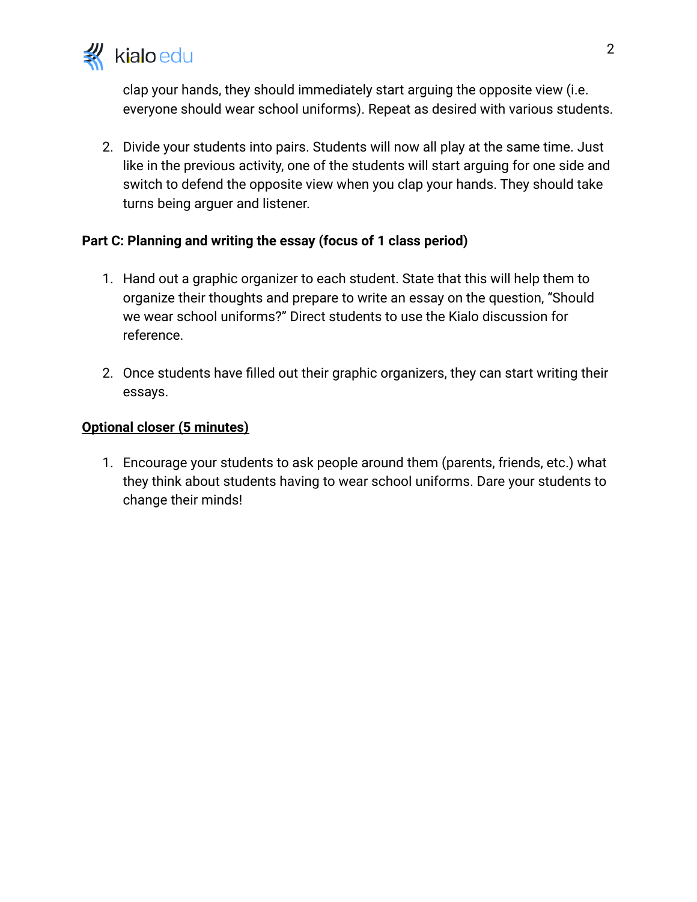clap your hands, they should immediately start arguing the opposite view (i.e. everyone should wear school uniforms). Repeat as desired with various students.

2. Divide your students into pairs. Students will now all play at the same time. Just like in the previous activity, one of the students will start arguing for one side and switch to defend the opposite view when you clap your hands. They should take turns being arguer and listener.

**Part C: Planning and writing the essay (focus of 1 class period)**

1. Hand out a graphic organizer to each student. State that this will help them to organize their thoughts and prepare to write an essay on the question, "Should we wear school uniforms?" Direct students to use the Kialo discussion for reference.

2. Once students have filled out their graphic organizers, they can start writing their essays.

**<u>Optional closer (5 minutes)</u>**

1. Encourage your students to ask people around them (parents, friends, etc.) what they think about students having to wear school uniforms. Dare your students to change their minds!